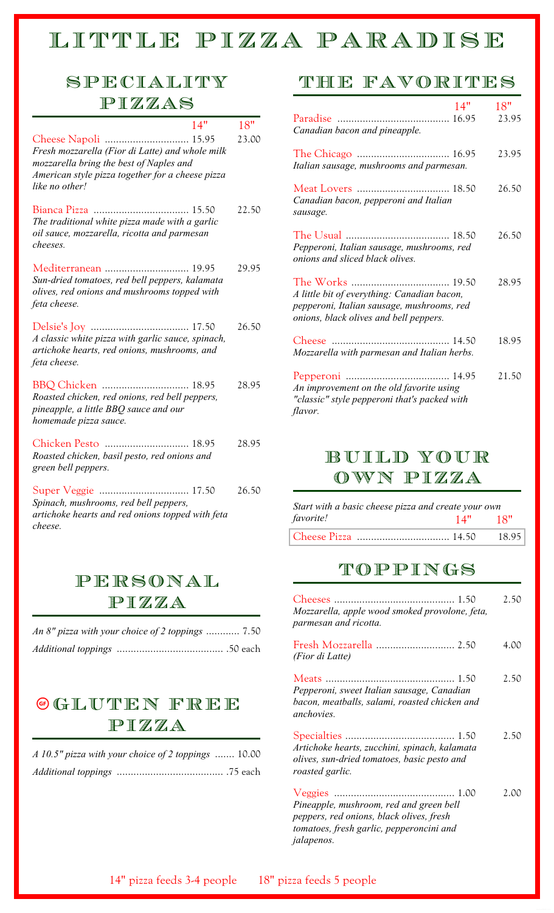# LITTLE PIZZA PARADISE

## SPECIALITY PIZZAS

| | 14" | 18" |
|---|---|---|
| **Cheese Napoli** *Fresh mozzarella (Fior di Latte) and whole milk mozzarella bring the best of Naples and American style pizza together for a cheese pizza like no other!* | 15.95 | 23.00 |
| **Bianca Pizza** *The traditional white pizza made with a garlic oil sauce, mozzarella, ricotta and parmesan cheeses.* | 15.50 | 22.50 |
| **Mediterranean** *Sun-dried tomatoes, red bell peppers, kalamata olives, red onions and mushrooms topped with feta cheese.* | 19.95 | 29.95 |
| **Delsie's Joy** *A classic white pizza with garlic sauce, spinach, artichoke hearts, red onions, mushrooms, and feta cheese.* | 17.50 | 26.50 |
| **BBQ Chicken** *Roasted chicken, red onions, red bell peppers, pineapple, a little BBQ sauce and our homemade pizza sauce.* | 18.95 | 28.95 |
| **Chicken Pesto** *Roasted chicken, basil pesto, red onions and green bell peppers.* | 18.95 | 28.95 |
| **Super Veggie** *Spinach, mushrooms, red bell peppers, artichoke hearts and red onions topped with feta cheese.* | 17.50 | 26.50 |

## PERSONAL PIZZA

*An 8" pizza with your choice of 2 toppings* ............ 7.50

*Additional toppings* ...................................... .50 each

## GF GLUTEN FREE PIZZA

*A 10.5" pizza with your choice of 2 toppings* ....... 10.00

*Additional toppings* ...................................... .75 each

## THE FAVORITES

| | 14" | 18" |
|---|---|---|
| **Paradise** *Canadian bacon and pineapple.* | 16.95 | 23.95 |
| **The Chicago** *Italian sausage, mushrooms and parmesan.* | 16.95 | 23.95 |
| **Meat Lovers** *Canadian bacon, pepperoni and Italian sausage.* | 18.50 | 26.50 |
| **The Usual** *Pepperoni, Italian sausage, mushrooms, red onions and sliced black olives.* | 18.50 | 26.50 |
| **The Works** *A little bit of everything: Canadian bacon, pepperoni, Italian sausage, mushrooms, red onions, black olives and bell peppers.* | 19.50 | 28.95 |
| **Cheese** *Mozzarella with parmesan and Italian herbs.* | 14.50 | 18.95 |
| **Pepperoni** *An improvement on the old favorite using "classic" style pepperoni that's packed with flavor.* | 14.95 | 21.50 |

## BUILD YOUR OWN PIZZA

*Start with a basic cheese pizza and create your own favorite!*

| | 14" | 18" |
|---|---|---|
| **Cheese Pizza** | 14.50 | 18.95 |

## TOPPINGS

| | 14" | 18" |
|---|---|---|
| **Cheeses** *Mozzarella, apple wood smoked provolone, feta, parmesan and ricotta.* | 1.50 | 2.50 |
| **Fresh Mozzarella** *(Fior di Latte)* | 2.50 | 4.00 |
| **Meats** *Pepperoni, sweet Italian sausage, Canadian bacon, meatballs, salami, roasted chicken and anchovies.* | 1.50 | 2.50 |
| **Specialties** *Artichoke hearts, zucchini, spinach, kalamata olives, sun-dried tomatoes, basic pesto and roasted garlic.* | 1.50 | 2.50 |
| **Veggies** *Pineapple, mushroom, red and green bell peppers, red onions, black olives, fresh tomatoes, fresh garlic, pepperoncini and jalapenos.* | 1.00 | 2.00 |

14" pizza feeds 3-4 people    18" pizza feeds 5 people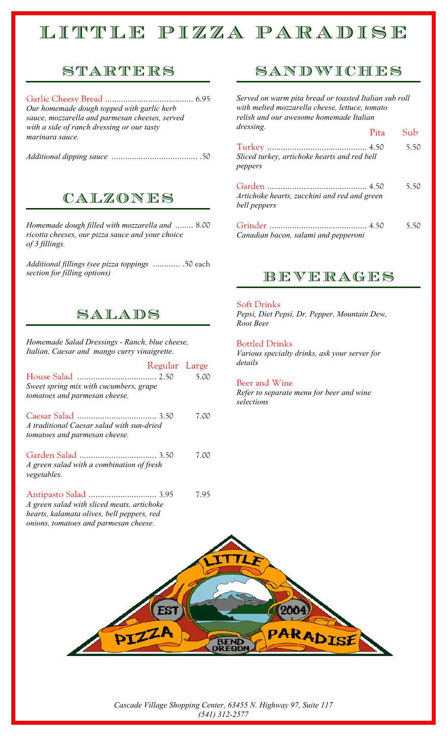# LITTLE PIZZA PARADISE

## STARTERS

Garlic Cheesy Bread ....................................... 6.95
*Our homemade dough topped with garlic herb sauce, mozzarella and parmesan cheeses, served with a side of ranch dressing or our tasty marinara sauce.*

*Additional dipping sauce* ...................................... .50

## CALZONES

*Homemade dough filled with mozzarella and ricotta cheeses, our pizza sauce and your choice of 3 fillings.* ........ 8.00

*Additional fillings (see pizza toppings section for filling options)* ............ .50 each

## SALADS

*Homemade Salad Dressings - Ranch, blue cheese, Italian, Caesar and mango curry vinaigrette.*

| | Regular | Large |
|---|---|---|
| House Salad<br>*Sweet spring mix with cucumbers, grape tomatoes and parmesan cheese.* | 2.50 | 5.00 |
| Caesar Salad<br>*A traditional Caesar salad with sun-dried tomatoes and parmesan cheese.* | 3.50 | 7.00 |
| Garden Salad<br>*A green salad with a combination of fresh vegetables.* | 3.50 | 7.00 |
| Antipasto Salad<br>*A green salad with sliced meats, artichoke hearts, kalamata olives, bell peppers, red onions, tomatoes and parmesan cheese.* | 3.95 | 7.95 |

## SANDWICHES

*Served on warm pita bread or toasted Italian sub roll with melted mozzarella cheese, lettuce, tomato relish and our awesome homemade Italian dressing.*

| | Pita | Sub |
|---|---|---|
| Turkey<br>*Sliced turkey, artichoke hearts and red bell peppers* | 4.50 | 5.50 |
| Garden<br>*Artichoke hearts, zucchini and red and green bell peppers* | 4.50 | 5.50 |
| Grinder<br>*Canadian bacon, salami and pepperoni* | 4.50 | 5.50 |

## BEVERAGES

Soft Drinks
*Pepsi, Diet Pepsi, Dr. Pepper, Mountain Dew, Root Beer*

Bottled Drinks
*Various specialty drinks, ask your server for details*

Beer and Wine
*Refer to separate menu for beer and wine selections*

LITTLE PIZZA PARADISE
EST 2004
BEND OREGON

*Cascade Village Shopping Center, 63455 N. Highway 97, Suite 117*
*(541) 312-2577*